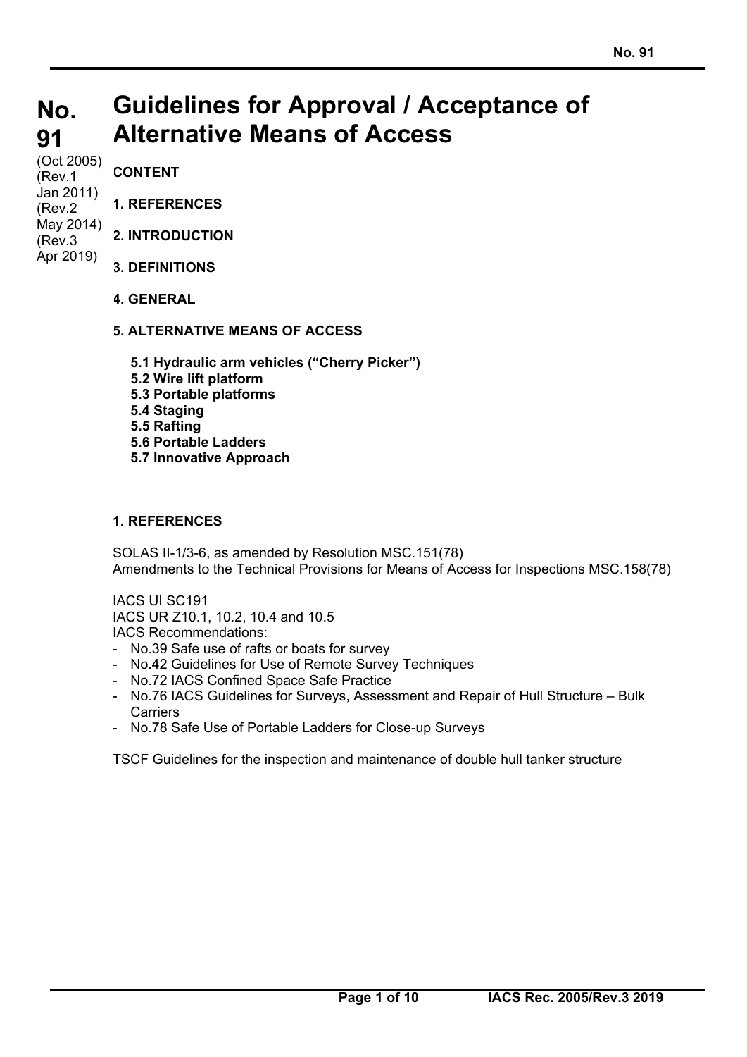# No. 91 Guidelines for Approval / Acceptance of Alternative Means of Access

(Oct 2005)
(Rev.1 Jan 2011)
(Rev.2 May 2014)
(Rev.3 Apr 2019)

**CONTENT**

**1. REFERENCES**

**2. INTRODUCTION**

**3. DEFINITIONS**

**4. GENERAL**

**5. ALTERNATIVE MEANS OF ACCESS**

- **5.1 Hydraulic arm vehicles ("Cherry Picker")**
- **5.2 Wire lift platform**
- **5.3 Portable platforms**
- **5.4 Staging**
- **5.5 Rafting**
- **5.6 Portable Ladders**
- **5.7 Innovative Approach**

## 1. REFERENCES

SOLAS II-1/3-6, as amended by Resolution MSC.151(78)
Amendments to the Technical Provisions for Means of Access for Inspections MSC.158(78)

IACS UI SC191
IACS UR Z10.1, 10.2, 10.4 and 10.5
IACS Recommendations:

- No.39 Safe use of rafts or boats for survey
- No.42 Guidelines for Use of Remote Survey Techniques
- No.72 IACS Confined Space Safe Practice
- No.76 IACS Guidelines for Surveys, Assessment and Repair of Hull Structure – Bulk Carriers
- No.78 Safe Use of Portable Ladders for Close-up Surveys

TSCF Guidelines for the inspection and maintenance of double hull tanker structure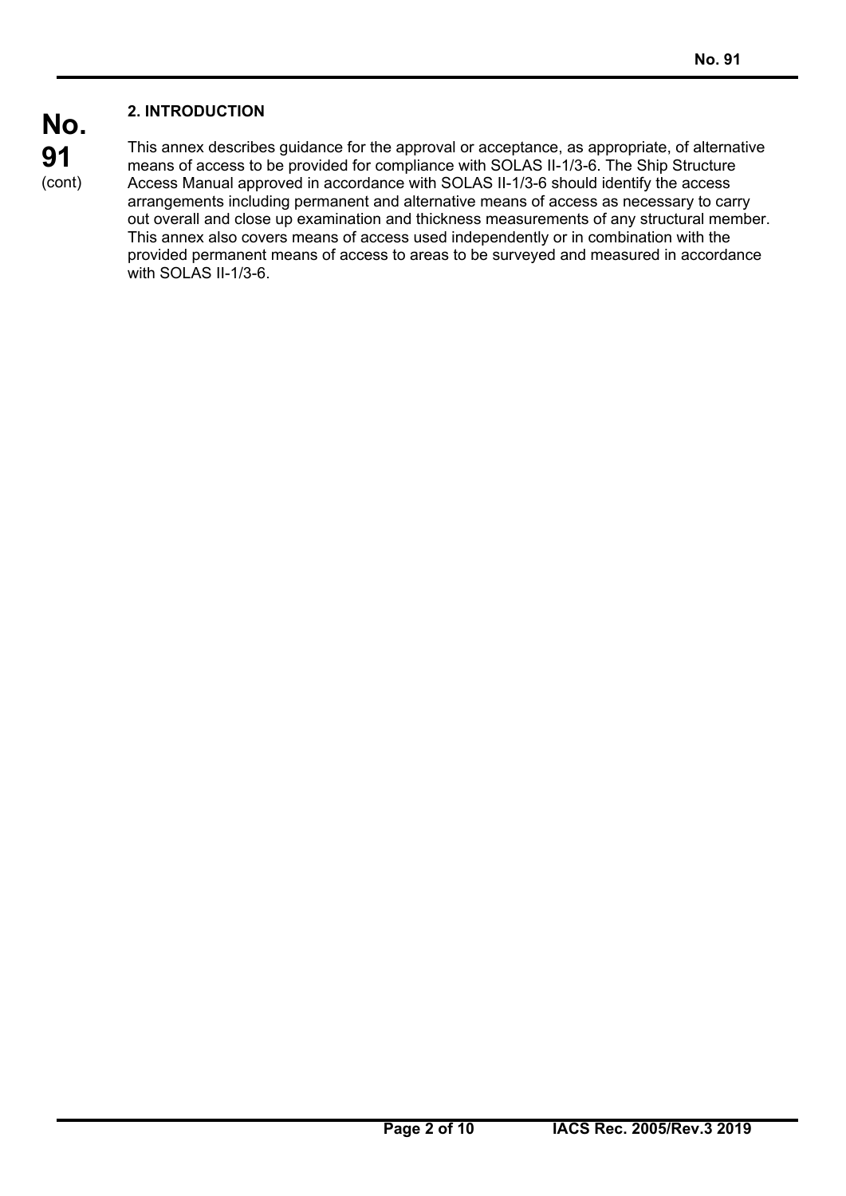## 2. INTRODUCTION

This annex describes guidance for the approval or acceptance, as appropriate, of alternative means of access to be provided for compliance with SOLAS II-1/3-6. The Ship Structure Access Manual approved in accordance with SOLAS II-1/3-6 should identify the access arrangements including permanent and alternative means of access as necessary to carry out overall and close up examination and thickness measurements of any structural member. This annex also covers means of access used independently or in combination with the provided permanent means of access to areas to be surveyed and measured in accordance with SOLAS II-1/3-6.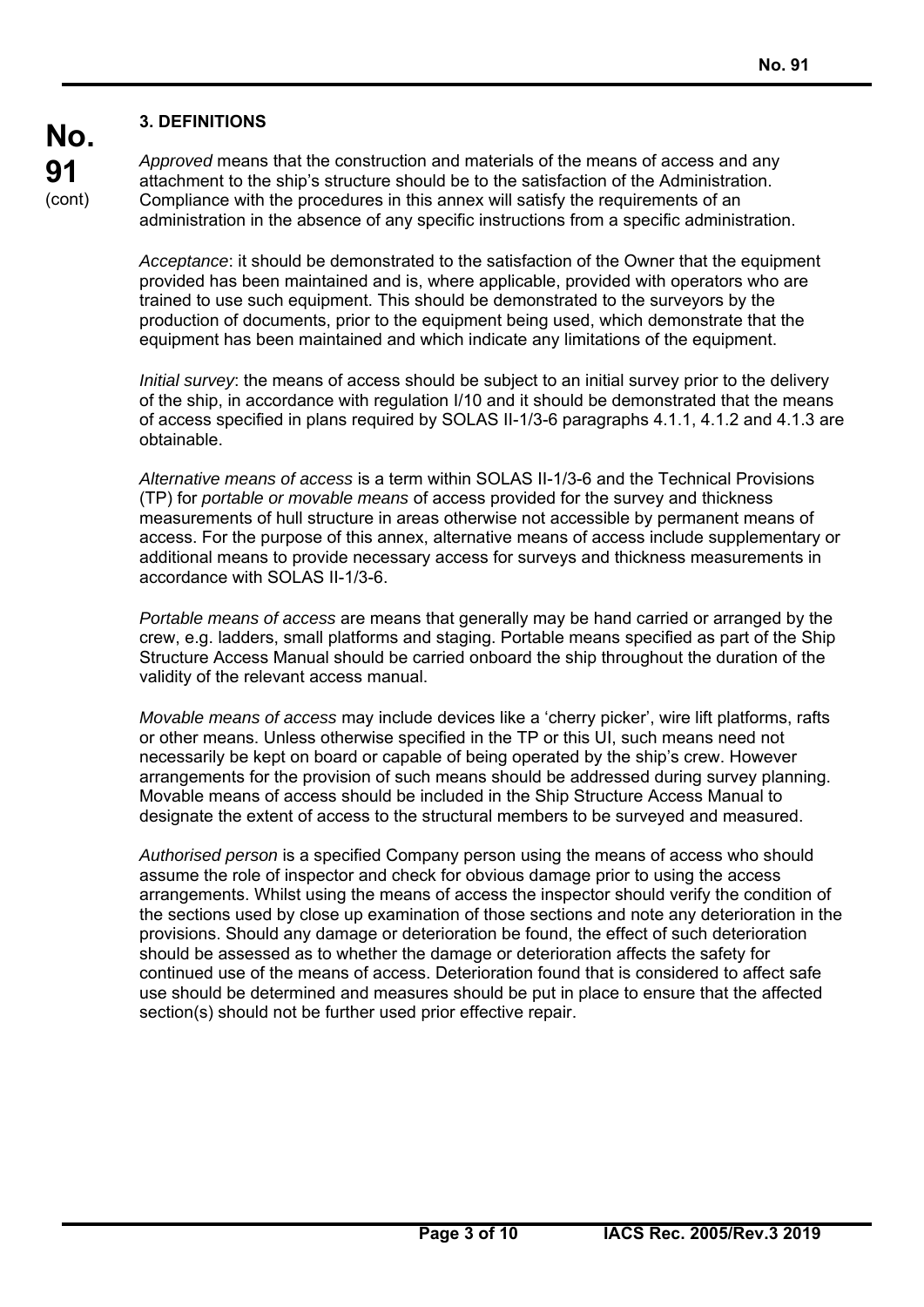### 3. DEFINITIONS

*Approved* means that the construction and materials of the means of access and any attachment to the ship's structure should be to the satisfaction of the Administration. Compliance with the procedures in this annex will satisfy the requirements of an administration in the absence of any specific instructions from a specific administration.

*Acceptance*: it should be demonstrated to the satisfaction of the Owner that the equipment provided has been maintained and is, where applicable, provided with operators who are trained to use such equipment. This should be demonstrated to the surveyors by the production of documents, prior to the equipment being used, which demonstrate that the equipment has been maintained and which indicate any limitations of the equipment.

*Initial survey*: the means of access should be subject to an initial survey prior to the delivery of the ship, in accordance with regulation I/10 and it should be demonstrated that the means of access specified in plans required by SOLAS II-1/3-6 paragraphs 4.1.1, 4.1.2 and 4.1.3 are obtainable.

*Alternative means of access* is a term within SOLAS II-1/3-6 and the Technical Provisions (TP) for *portable or movable means* of access provided for the survey and thickness measurements of hull structure in areas otherwise not accessible by permanent means of access. For the purpose of this annex, alternative means of access include supplementary or additional means to provide necessary access for surveys and thickness measurements in accordance with SOLAS II-1/3-6.

*Portable means of access* are means that generally may be hand carried or arranged by the crew, e.g. ladders, small platforms and staging. Portable means specified as part of the Ship Structure Access Manual should be carried onboard the ship throughout the duration of the validity of the relevant access manual.

*Movable means of access* may include devices like a 'cherry picker', wire lift platforms, rafts or other means. Unless otherwise specified in the TP or this UI, such means need not necessarily be kept on board or capable of being operated by the ship's crew. However arrangements for the provision of such means should be addressed during survey planning. Movable means of access should be included in the Ship Structure Access Manual to designate the extent of access to the structural members to be surveyed and measured.

*Authorised person* is a specified Company person using the means of access who should assume the role of inspector and check for obvious damage prior to using the access arrangements. Whilst using the means of access the inspector should verify the condition of the sections used by close up examination of those sections and note any deterioration in the provisions. Should any damage or deterioration be found, the effect of such deterioration should be assessed as to whether the damage or deterioration affects the safety for continued use of the means of access. Deterioration found that is considered to affect safe use should be determined and measures should be put in place to ensure that the affected section(s) should not be further used prior effective repair.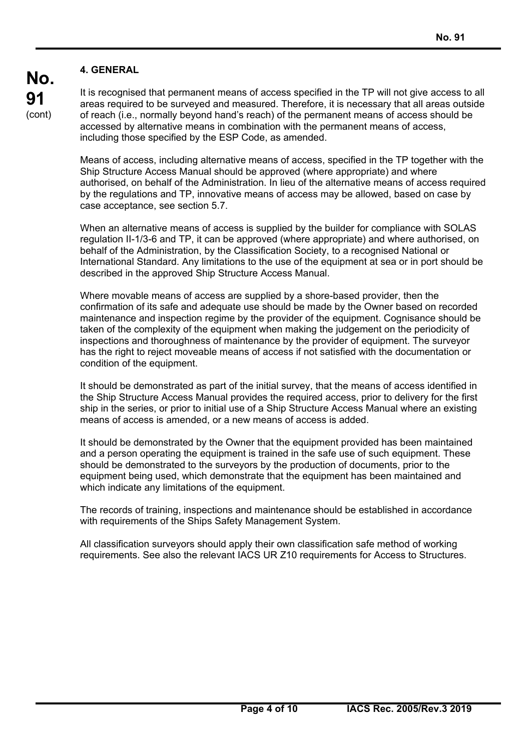## 4. GENERAL

It is recognised that permanent means of access specified in the TP will not give access to all areas required to be surveyed and measured. Therefore, it is necessary that all areas outside of reach (i.e., normally beyond hand's reach) of the permanent means of access should be accessed by alternative means in combination with the permanent means of access, including those specified by the ESP Code, as amended.

Means of access, including alternative means of access, specified in the TP together with the Ship Structure Access Manual should be approved (where appropriate) and where authorised, on behalf of the Administration. In lieu of the alternative means of access required by the regulations and TP, innovative means of access may be allowed, based on case by case acceptance, see section 5.7.

When an alternative means of access is supplied by the builder for compliance with SOLAS regulation II-1/3-6 and TP, it can be approved (where appropriate) and where authorised, on behalf of the Administration, by the Classification Society, to a recognised National or International Standard. Any limitations to the use of the equipment at sea or in port should be described in the approved Ship Structure Access Manual.

Where movable means of access are supplied by a shore-based provider, then the confirmation of its safe and adequate use should be made by the Owner based on recorded maintenance and inspection regime by the provider of the equipment. Cognisance should be taken of the complexity of the equipment when making the judgement on the periodicity of inspections and thoroughness of maintenance by the provider of equipment. The surveyor has the right to reject moveable means of access if not satisfied with the documentation or condition of the equipment.

It should be demonstrated as part of the initial survey, that the means of access identified in the Ship Structure Access Manual provides the required access, prior to delivery for the first ship in the series, or prior to initial use of a Ship Structure Access Manual where an existing means of access is amended, or a new means of access is added.

It should be demonstrated by the Owner that the equipment provided has been maintained and a person operating the equipment is trained in the safe use of such equipment. These should be demonstrated to the surveyors by the production of documents, prior to the equipment being used, which demonstrate that the equipment has been maintained and which indicate any limitations of the equipment.

The records of training, inspections and maintenance should be established in accordance with requirements of the Ships Safety Management System.

All classification surveyors should apply their own classification safe method of working requirements. See also the relevant IACS UR Z10 requirements for Access to Structures.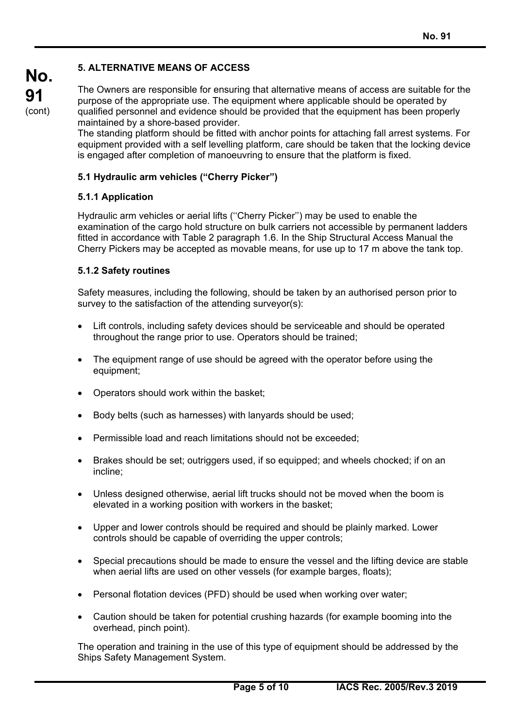## 5. ALTERNATIVE MEANS OF ACCESS

The Owners are responsible for ensuring that alternative means of access are suitable for the purpose of the appropriate use. The equipment where applicable should be operated by qualified personnel and evidence should be provided that the equipment has been properly maintained by a shore-based provider.
The standing platform should be fitted with anchor points for attaching fall arrest systems. For equipment provided with a self levelling platform, care should be taken that the locking device is engaged after completion of manoeuvring to ensure that the platform is fixed.

### 5.1 Hydraulic arm vehicles ("Cherry Picker")

#### 5.1.1 Application

Hydraulic arm vehicles or aerial lifts (''Cherry Picker'') may be used to enable the examination of the cargo hold structure on bulk carriers not accessible by permanent ladders fitted in accordance with Table 2 paragraph 1.6. In the Ship Structural Access Manual the Cherry Pickers may be accepted as movable means, for use up to 17 m above the tank top.

#### 5.1.2 Safety routines

Safety measures, including the following, should be taken by an authorised person prior to survey to the satisfaction of the attending surveyor(s):

- Lift controls, including safety devices should be serviceable and should be operated throughout the range prior to use. Operators should be trained;
- The equipment range of use should be agreed with the operator before using the equipment;
- Operators should work within the basket;
- Body belts (such as harnesses) with lanyards should be used;
- Permissible load and reach limitations should not be exceeded;
- Brakes should be set; outriggers used, if so equipped; and wheels chocked; if on an incline;
- Unless designed otherwise, aerial lift trucks should not be moved when the boom is elevated in a working position with workers in the basket;
- Upper and lower controls should be required and should be plainly marked. Lower controls should be capable of overriding the upper controls;
- Special precautions should be made to ensure the vessel and the lifting device are stable when aerial lifts are used on other vessels (for example barges, floats);
- Personal flotation devices (PFD) should be used when working over water;
- Caution should be taken for potential crushing hazards (for example booming into the overhead, pinch point).

The operation and training in the use of this type of equipment should be addressed by the Ships Safety Management System.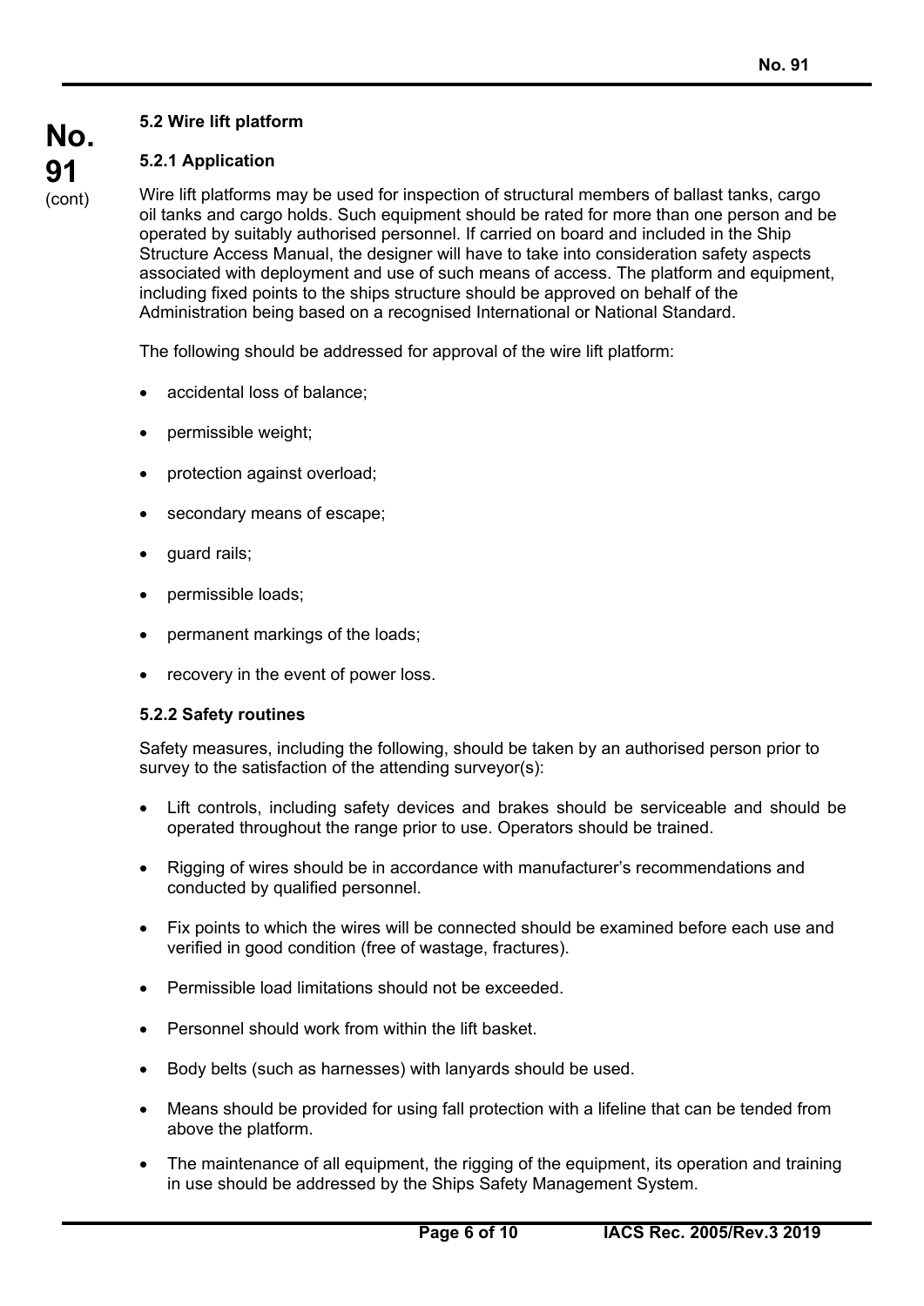### 5.2 Wire lift platform

#### 5.2.1 Application

Wire lift platforms may be used for inspection of structural members of ballast tanks, cargo oil tanks and cargo holds. Such equipment should be rated for more than one person and be operated by suitably authorised personnel. If carried on board and included in the Ship Structure Access Manual, the designer will have to take into consideration safety aspects associated with deployment and use of such means of access. The platform and equipment, including fixed points to the ships structure should be approved on behalf of the Administration being based on a recognised International or National Standard.

The following should be addressed for approval of the wire lift platform:

- accidental loss of balance;
- permissible weight;
- protection against overload;
- secondary means of escape;
- guard rails;
- permissible loads;
- permanent markings of the loads;
- recovery in the event of power loss.

#### 5.2.2 Safety routines

Safety measures, including the following, should be taken by an authorised person prior to survey to the satisfaction of the attending surveyor(s):

- Lift controls, including safety devices and brakes should be serviceable and should be operated throughout the range prior to use. Operators should be trained.
- Rigging of wires should be in accordance with manufacturer's recommendations and conducted by qualified personnel.
- Fix points to which the wires will be connected should be examined before each use and verified in good condition (free of wastage, fractures).
- Permissible load limitations should not be exceeded.
- Personnel should work from within the lift basket.
- Body belts (such as harnesses) with lanyards should be used.
- Means should be provided for using fall protection with a lifeline that can be tended from above the platform.
- The maintenance of all equipment, the rigging of the equipment, its operation and training in use should be addressed by the Ships Safety Management System.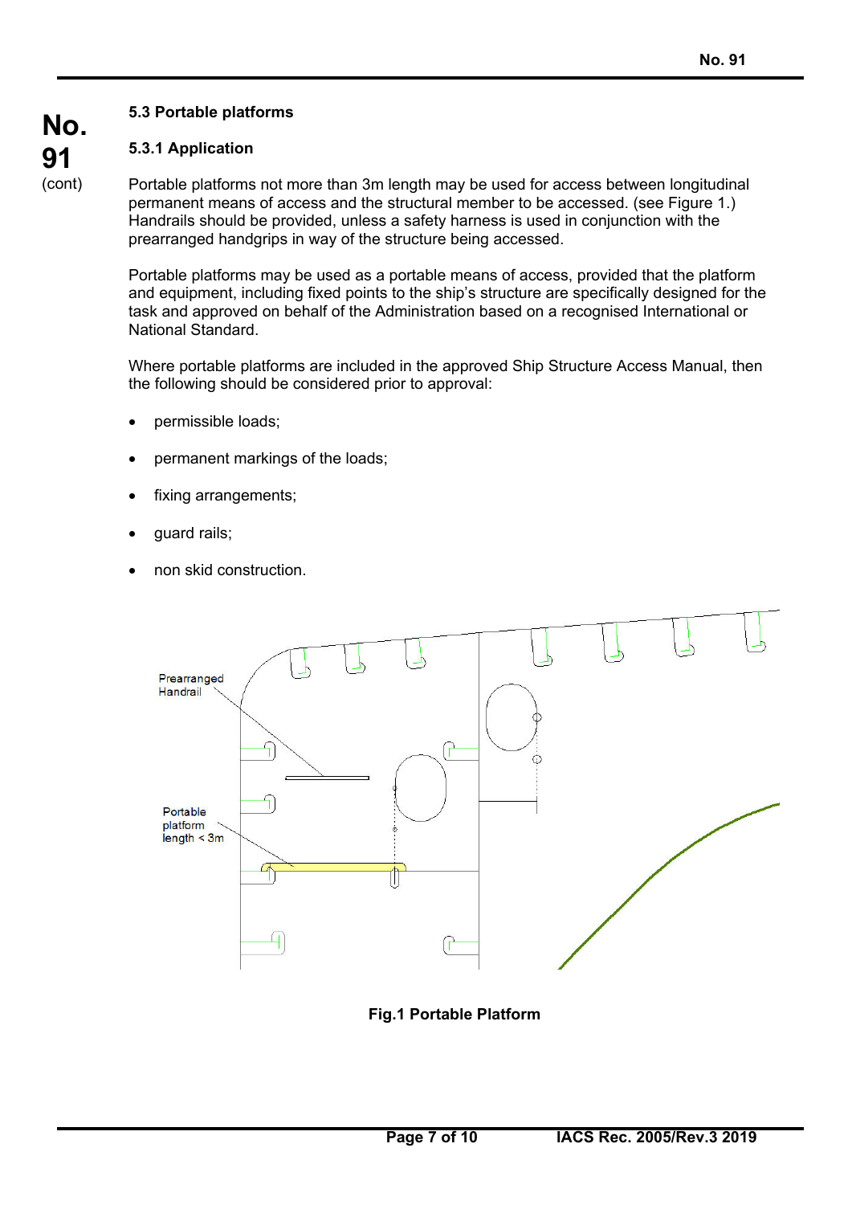### 5.3 Portable platforms

#### 5.3.1 Application

Portable platforms not more than 3m length may be used for access between longitudinal permanent means of access and the structural member to be accessed. (see Figure 1.) Handrails should be provided, unless a safety harness is used in conjunction with the prearranged handgrips in way of the structure being accessed.

Portable platforms may be used as a portable means of access, provided that the platform and equipment, including fixed points to the ship's structure are specifically designed for the task and approved on behalf of the Administration based on a recognised International or National Standard.

Where portable platforms are included in the approved Ship Structure Access Manual, then the following should be considered prior to approval:

- permissible loads;
- permanent markings of the loads;
- fixing arrangements;
- guard rails;
- non skid construction.

**Fig.1 Portable Platform**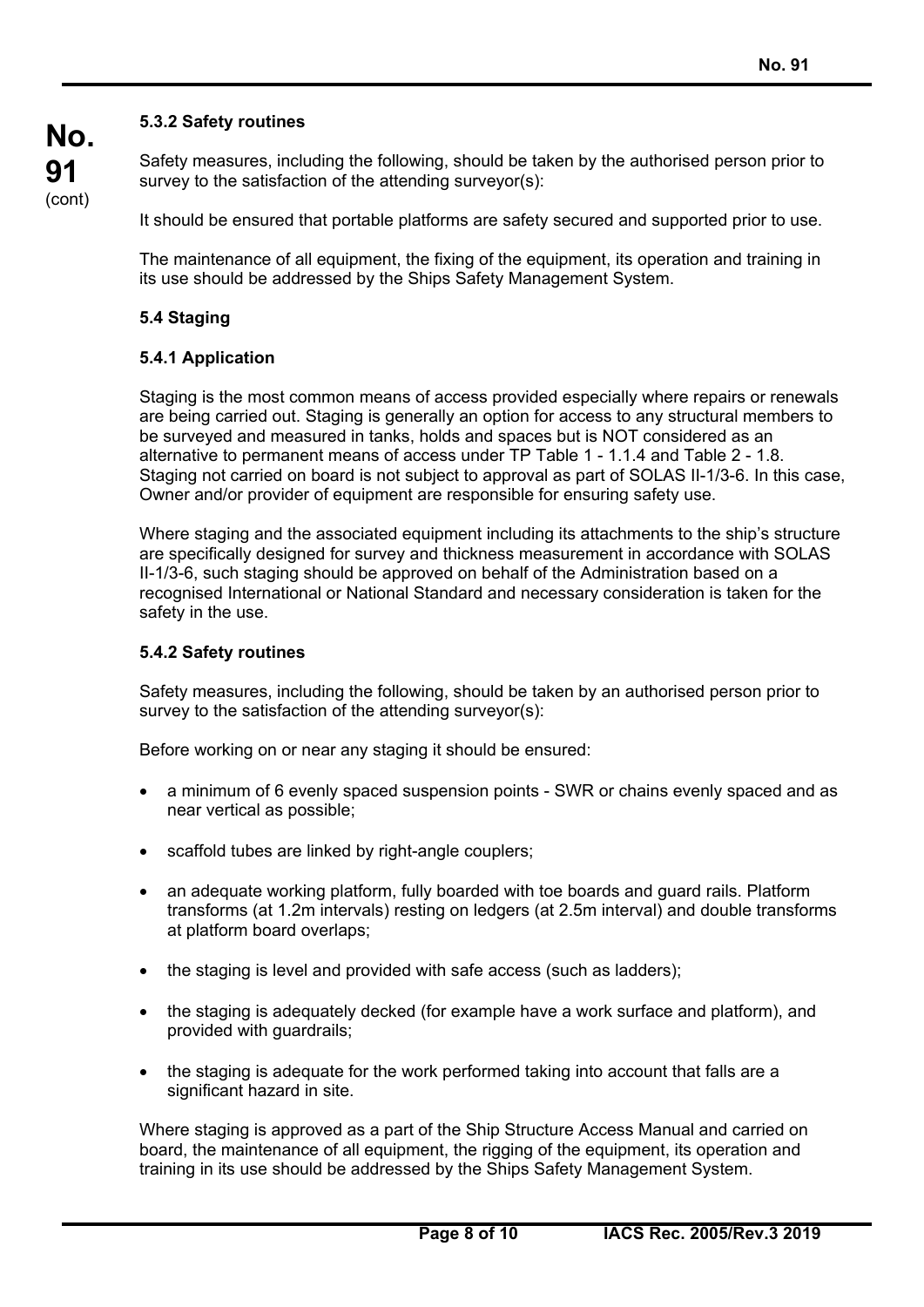#### 5.3.2 Safety routines

Safety measures, including the following, should be taken by the authorised person prior to survey to the satisfaction of the attending surveyor(s):

It should be ensured that portable platforms are safety secured and supported prior to use.

The maintenance of all equipment, the fixing of the equipment, its operation and training in its use should be addressed by the Ships Safety Management System.

### 5.4 Staging

#### 5.4.1 Application

Staging is the most common means of access provided especially where repairs or renewals are being carried out. Staging is generally an option for access to any structural members to be surveyed and measured in tanks, holds and spaces but is NOT considered as an alternative to permanent means of access under TP Table 1 - 1.1.4 and Table 2 - 1.8. Staging not carried on board is not subject to approval as part of SOLAS II-1/3-6. In this case, Owner and/or provider of equipment are responsible for ensuring safety use.

Where staging and the associated equipment including its attachments to the ship's structure are specifically designed for survey and thickness measurement in accordance with SOLAS II-1/3-6, such staging should be approved on behalf of the Administration based on a recognised International or National Standard and necessary consideration is taken for the safety in the use.

#### 5.4.2 Safety routines

Safety measures, including the following, should be taken by an authorised person prior to survey to the satisfaction of the attending surveyor(s):

Before working on or near any staging it should be ensured:

- a minimum of 6 evenly spaced suspension points - SWR or chains evenly spaced and as near vertical as possible;
- scaffold tubes are linked by right-angle couplers;
- an adequate working platform, fully boarded with toe boards and guard rails. Platform transforms (at 1.2m intervals) resting on ledgers (at 2.5m interval) and double transforms at platform board overlaps;
- the staging is level and provided with safe access (such as ladders);
- the staging is adequately decked (for example have a work surface and platform), and provided with guardrails;
- the staging is adequate for the work performed taking into account that falls are a significant hazard in site.

Where staging is approved as a part of the Ship Structure Access Manual and carried on board, the maintenance of all equipment, the rigging of the equipment, its operation and training in its use should be addressed by the Ships Safety Management System.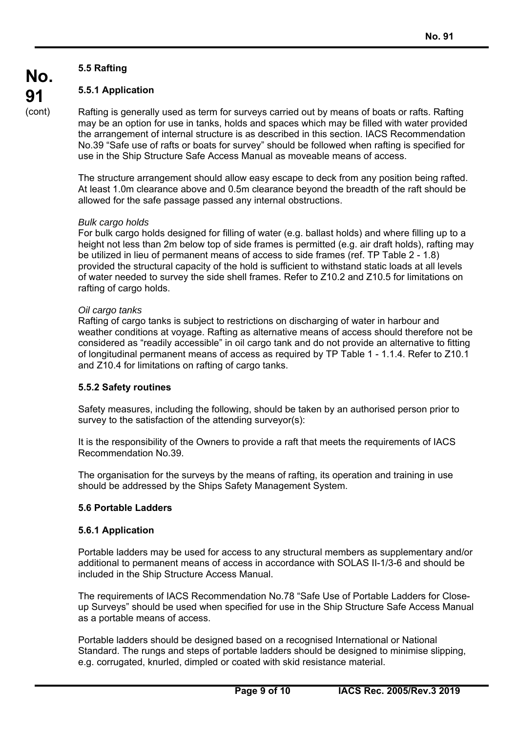### 5.5 Rafting

#### 5.5.1 Application

Rafting is generally used as term for surveys carried out by means of boats or rafts. Rafting may be an option for use in tanks, holds and spaces which may be filled with water provided the arrangement of internal structure is as described in this section. IACS Recommendation No.39 "Safe use of rafts or boats for survey" should be followed when rafting is specified for use in the Ship Structure Safe Access Manual as moveable means of access.

The structure arrangement should allow easy escape to deck from any position being rafted. At least 1.0m clearance above and 0.5m clearance beyond the breadth of the raft should be allowed for the safe passage passed any internal obstructions.

*Bulk cargo holds*
For bulk cargo holds designed for filling of water (e.g. ballast holds) and where filling up to a height not less than 2m below top of side frames is permitted (e.g. air draft holds), rafting may be utilized in lieu of permanent means of access to side frames (ref. TP Table 2 - 1.8) provided the structural capacity of the hold is sufficient to withstand static loads at all levels of water needed to survey the side shell frames. Refer to Z10.2 and Z10.5 for limitations on rafting of cargo holds.

*Oil cargo tanks*
Rafting of cargo tanks is subject to restrictions on discharging of water in harbour and weather conditions at voyage. Rafting as alternative means of access should therefore not be considered as "readily accessible" in oil cargo tank and do not provide an alternative to fitting of longitudinal permanent means of access as required by TP Table 1 - 1.1.4. Refer to Z10.1 and Z10.4 for limitations on rafting of cargo tanks.

#### 5.5.2 Safety routines

Safety measures, including the following, should be taken by an authorised person prior to survey to the satisfaction of the attending surveyor(s):

It is the responsibility of the Owners to provide a raft that meets the requirements of IACS Recommendation No.39.

The organisation for the surveys by the means of rafting, its operation and training in use should be addressed by the Ships Safety Management System.

### 5.6 Portable Ladders

#### 5.6.1 Application

Portable ladders may be used for access to any structural members as supplementary and/or additional to permanent means of access in accordance with SOLAS II-1/3-6 and should be included in the Ship Structure Access Manual.

The requirements of IACS Recommendation No.78 "Safe Use of Portable Ladders for Close-up Surveys" should be used when specified for use in the Ship Structure Safe Access Manual as a portable means of access.

Portable ladders should be designed based on a recognised International or National Standard. The rungs and steps of portable ladders should be designed to minimise slipping, e.g. corrugated, knurled, dimpled or coated with skid resistance material.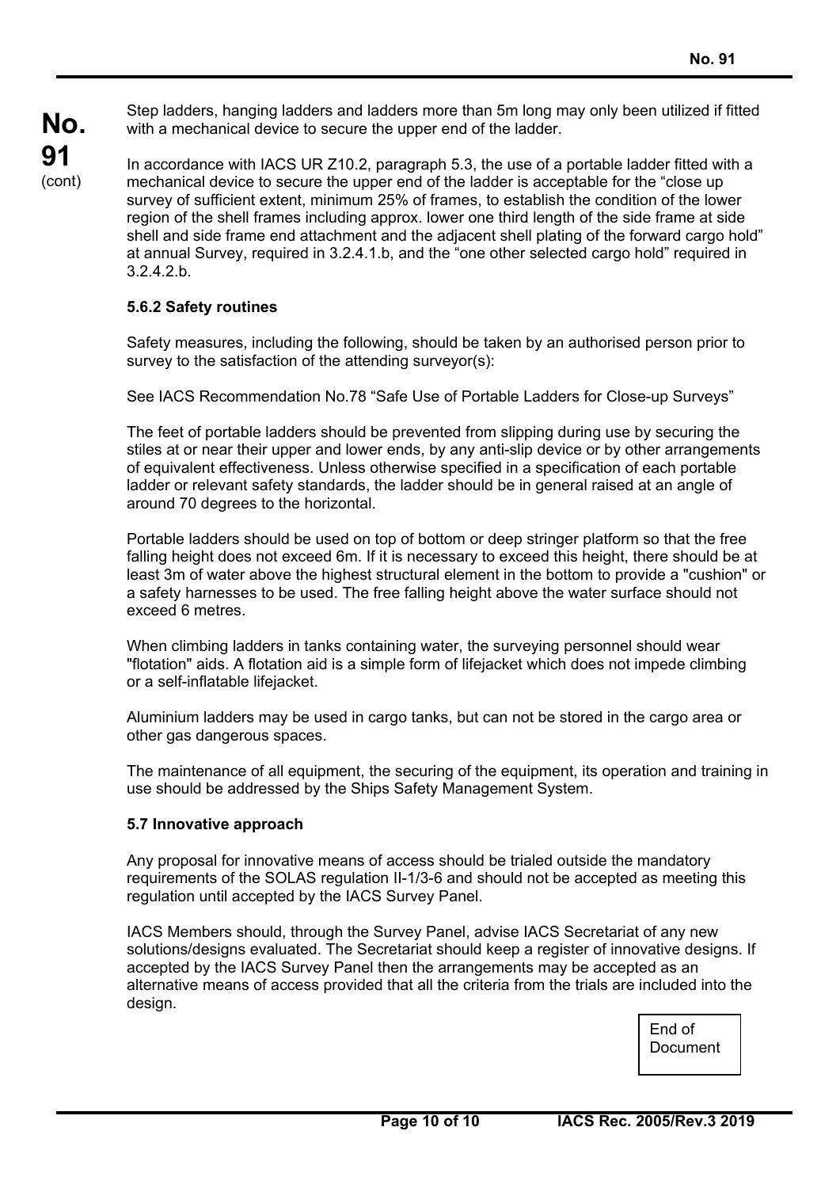Step ladders, hanging ladders and ladders more than 5m long may only been utilized if fitted with a mechanical device to secure the upper end of the ladder.

In accordance with IACS UR Z10.2, paragraph 5.3, the use of a portable ladder fitted with a mechanical device to secure the upper end of the ladder is acceptable for the "close up survey of sufficient extent, minimum 25% of frames, to establish the condition of the lower region of the shell frames including approx. lower one third length of the side frame at side shell and side frame end attachment and the adjacent shell plating of the forward cargo hold" at annual Survey, required in 3.2.4.1.b, and the "one other selected cargo hold" required in 3.2.4.2.b.

### 5.6.2 Safety routines

Safety measures, including the following, should be taken by an authorised person prior to survey to the satisfaction of the attending surveyor(s):

See IACS Recommendation No.78 "Safe Use of Portable Ladders for Close-up Surveys"

The feet of portable ladders should be prevented from slipping during use by securing the stiles at or near their upper and lower ends, by any anti-slip device or by other arrangements of equivalent effectiveness. Unless otherwise specified in a specification of each portable ladder or relevant safety standards, the ladder should be in general raised at an angle of around 70 degrees to the horizontal.

Portable ladders should be used on top of bottom or deep stringer platform so that the free falling height does not exceed 6m. If it is necessary to exceed this height, there should be at least 3m of water above the highest structural element in the bottom to provide a "cushion" or a safety harnesses to be used. The free falling height above the water surface should not exceed 6 metres.

When climbing ladders in tanks containing water, the surveying personnel should wear "flotation" aids. A flotation aid is a simple form of lifejacket which does not impede climbing or a self-inflatable lifejacket.

Aluminium ladders may be used in cargo tanks, but can not be stored in the cargo area or other gas dangerous spaces.

The maintenance of all equipment, the securing of the equipment, its operation and training in use should be addressed by the Ships Safety Management System.

### 5.7 Innovative approach

Any proposal for innovative means of access should be trialed outside the mandatory requirements of the SOLAS regulation II-1/3-6 and should not be accepted as meeting this regulation until accepted by the IACS Survey Panel.

IACS Members should, through the Survey Panel, advise IACS Secretariat of any new solutions/designs evaluated. The Secretariat should keep a register of innovative designs. If accepted by the IACS Survey Panel then the arrangements may be accepted as an alternative means of access provided that all the criteria from the trials are included into the design.

End of Document